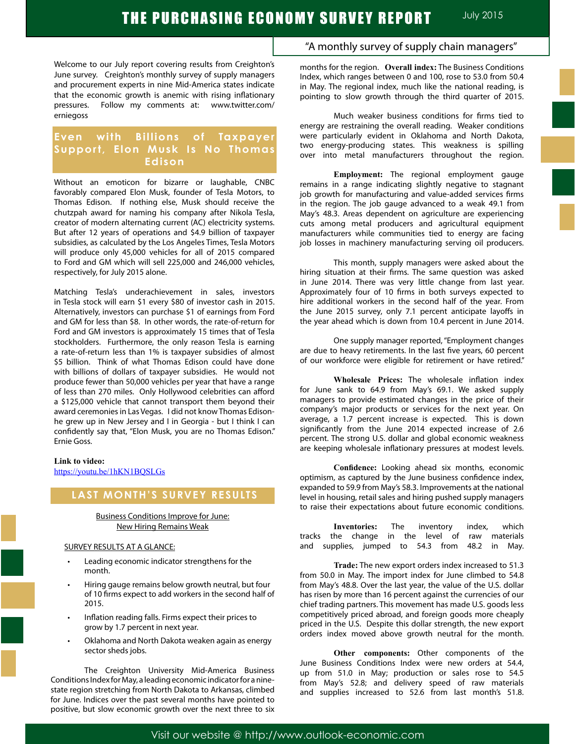# THE PURCHASING ECONOMY SURVEY REPORT

July 2015

"A monthly survey of supply chain managers"

Welcome to our July report covering results from Creighton's June survey. Creighton's monthly survey of supply managers and procurement experts in nine Mid-America states indicate that the economic growth is anemic with rising inflationary pressures. Follow my comments at: www.twitter.com/erniegoss

## Even with Billions of Taxpayer Support, Elon Musk Is No Thomas Edison

Without an emoticon for bizarre or laughable, CNBC favorably compared Elon Musk, founder of Tesla Motors, to Thomas Edison. If nothing else, Musk should receive the chutzpah award for naming his company after Nikola Tesla, creator of modern alternating current (AC) electricity systems. But after 12 years of operations and $4.9 billion of taxpayer subsidies, as calculated by the Los Angeles Times, Tesla Motors will produce only 45,000 vehicles for all of 2015 compared to Ford and GM which will sell 225,000 and 246,000 vehicles, respectively, for July 2015 alone.

Matching Tesla's underachievement in sales, investors in Tesla stock will earn $1 every $80 of investor cash in 2015. Alternatively, investors can purchase $1 of earnings from Ford and GM for less than $8. In other words, the rate-of-return for Ford and GM investors is approximately 15 times that of Tesla stockholders. Furthermore, the only reason Tesla is earning a rate-of-return less than 1% is taxpayer subsidies of almost $5 billion. Think of what Thomas Edison could have done with billions of dollars of taxpayer subsidies. He would not produce fewer than 50,000 vehicles per year that have a range of less than 270 miles. Only Hollywood celebrities can afford a $125,000 vehicle that cannot transport them beyond their award ceremonies in Las Vegas. I did not know Thomas Edison-he grew up in New Jersey and I in Georgia - but I think I can confidently say that, "Elon Musk, you are no Thomas Edison." Ernie Goss.

**Link to video:**
https://youtu.be/1hKN1BQSLGs

## LAST MONTH'S SURVEY RESULTS

Business Conditions Improve for June:
New Hiring Remains Weak

SURVEY RESULTS AT A GLANCE:

- Leading economic indicator strengthens for the month.
- Hiring gauge remains below growth neutral, but four of 10 firms expect to add workers in the second half of 2015.
- Inflation reading falls. Firms expect their prices to grow by 1.7 percent in next year.
- Oklahoma and North Dakota weaken again as energy sector sheds jobs.

The Creighton University Mid-America Business Conditions Index for May, a leading economic indicator for a nine-state region stretching from North Dakota to Arkansas, climbed for June. Indices over the past several months have pointed to positive, but slow economic growth over the next three to six months for the region. **Overall index:** The Business Conditions Index, which ranges between 0 and 100, rose to 53.0 from 50.4 in May. The regional index, much like the national reading, is pointing to slow growth through the third quarter of 2015.

Much weaker business conditions for firms tied to energy are restraining the overall reading. Weaker conditions were particularly evident in Oklahoma and North Dakota, two energy-producing states. This weakness is spilling over into metal manufacturers throughout the region.

**Employment:** The regional employment gauge remains in a range indicating slightly negative to stagnant job growth for manufacturing and value-added services firms in the region. The job gauge advanced to a weak 49.1 from May's 48.3. Areas dependent on agriculture are experiencing cuts among metal producers and agricultural equipment manufacturers while communities tied to energy are facing job losses in machinery manufacturing serving oil producers.

This month, supply managers were asked about the hiring situation at their firms. The same question was asked in June 2014. There was very little change from last year. Approximately four of 10 firms in both surveys expected to hire additional workers in the second half of the year. From the June 2015 survey, only 7.1 percent anticipate layoffs in the year ahead which is down from 10.4 percent in June 2014.

One supply manager reported, "Employment changes are due to heavy retirements. In the last five years, 60 percent of our workforce were eligible for retirement or have retired."

**Wholesale Prices:** The wholesale inflation index for June sank to 64.9 from May's 69.1. We asked supply managers to provide estimated changes in the price of their company's major products or services for the next year. On average, a 1.7 percent increase is expected. This is down significantly from the June 2014 expected increase of 2.6 percent. The strong U.S. dollar and global economic weakness are keeping wholesale inflationary pressures at modest levels.

**Confidence:** Looking ahead six months, economic optimism, as captured by the June business confidence index, expanded to 59.9 from May's 58.3. Improvements at the national level in housing, retail sales and hiring pushed supply managers to raise their expectations about future economic conditions.

**Inventories:** The inventory index, which tracks the change in the level of raw materials and supplies, jumped to 54.3 from 48.2 in May.

**Trade:** The new export orders index increased to 51.3 from 50.0 in May. The import index for June climbed to 54.8 from May's 48.8. Over the last year, the value of the U.S. dollar has risen by more than 16 percent against the currencies of our chief trading partners. This movement has made U.S. goods less competitively priced abroad, and foreign goods more cheaply priced in the U.S. Despite this dollar strength, the new export orders index moved above growth neutral for the month.

**Other components:** Other components of the June Business Conditions Index were new orders at 54.4, up from 51.0 in May; production or sales rose to 54.5 from May's 52.8; and delivery speed of raw materials and supplies increased to 52.6 from last month's 51.8.

Visit our website @ http://www.outlook-economic.com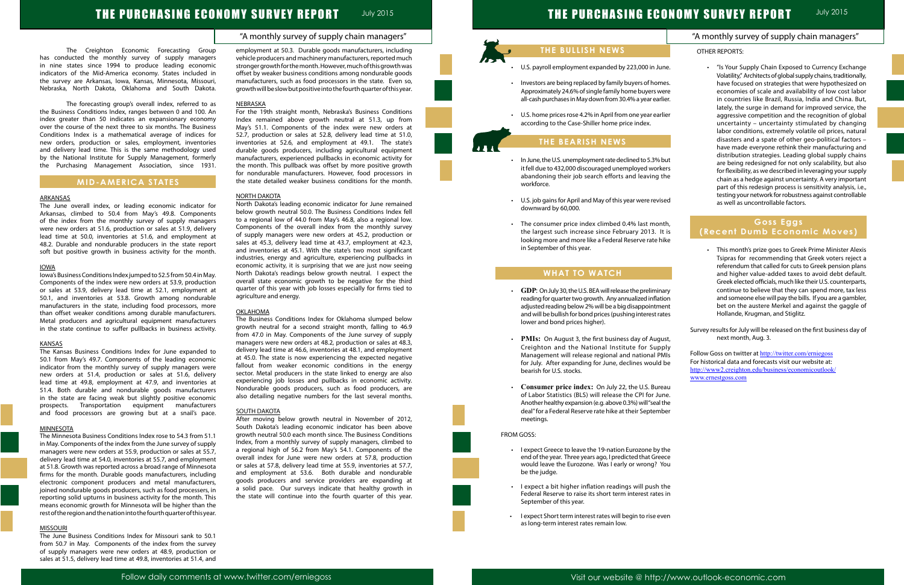"A monthly survey of supply chain managers"

The Creighton Economic Forecasting Group has conducted the monthly survey of supply managers in nine states since 1994 to produce leading economic indicators of the Mid-America economy. States included in the survey are Arkansas, Iowa, Kansas, Minnesota, Missouri, Nebraska, North Dakota, Oklahoma and South Dakota.

The forecasting group's overall index, referred to as the Business Conditions Index, ranges between 0 and 100. An index greater than 50 indicates an expansionary economy over the course of the next three to six months. The Business Conditions Index is a mathematical average of indices for new orders, production or sales, employment, inventories and delivery lead time. This is the same methodology used by the National Institute for Supply Management, formerly the Purchasing Management Association, since 1931.

## MID-AMERICA STATES

### ARKANSAS

The June overall index, or leading economic indicator for Arkansas, climbed to 50.4 from May's 49.8. Components of the index from the monthly survey of supply managers were new orders at 51.6, production or sales at 51.9, delivery lead time at 50.0, inventories at 51.6, and employment at 48.2. Durable and nondurable producers in the state report soft but positive growth in business activity for the month.

### IOWA

Iowa's Business Conditions Index jumped to 52.5 from 50.4 in May. Components of the index were new orders at 53.9, production or sales at 53.9, delivery lead time at 52.1, employment at 50.1, and inventories at 53.8. Growth among nondurable manufacturers in the state, including food processors, more than offset weaker conditions among durable manufacturers. Metal producers and agricultural equipment manufacturers in the state continue to suffer pullbacks in business activity.

### KANSAS

The Kansas Business Conditions Index for June expanded to 50.1 from May's 49.7. Components of the leading economic indicator from the monthly survey of supply managers were new orders at 51.4, production or sales at 51.6, delivery lead time at 49.8, employment at 47.9, and inventories at 51.4. Both durable and nondurable goods manufacturers in the state are facing weak but slightly positive economic prospects. Transportation equipment manufacturers and food processors are growing but at a snail's pace.

### MINNESOTA

The Minnesota Business Conditions Index rose to 54.3 from 51.1 in May. Components of the index from the June survey of supply managers were new orders at 55.9, production or sales at 55.7, delivery lead time at 54.0, inventories at 55.7, and employment at 51.8. Growth was reported across a broad range of Minnesota firms for the month. Durable goods manufacturers, including electronic component producers and metal manufacturers, joined nondurable goods producers, such as food processors, in reporting solid upturns in business activity for the month. This means economic growth for Minnesota will be higher than the rest of the region and the nation into the fourth quarter of this year.

### MISSOURI

The June Business Conditions Index for Missouri sank to 50.1 from 50.7 in May. Components of the index from the survey of supply managers were new orders at 48.9, production or sales at 51.5, delivery lead time at 49.8, inventories at 51.4, and employment at 50.3. Durable goods manufacturers, including vehicle producers and machinery manufacturers, reported much stronger growth for the month. However, much of this growth was offset by weaker business conditions among nondurable goods manufacturers, such as food processors in the state. Even so, growth will be slow but positive into the fourth quarter of this year.

### NEBRASKA

For the 19th straight month, Nebraska's Business Conditions Index remained above growth neutral at 51.3, up from May's 51.1. Components of the index were new orders at 52.7, production or sales at 52.8, delivery lead time at 51.0, inventories at 52.6, and employment at 49.1. The state's durable goods producers, including agricultural equipment manufacturers, experienced pullbacks in economic activity for the month. This pullback was offset by more positive growth for nondurable manufacturers. However, food processors in the state detailed weaker business conditions for the month.

### NORTH DAKOTA

North Dakota's leading economic indicator for June remained below growth neutral 50.0. The Business Conditions Index fell to a regional low of 44.0 from May's 46.8, also a regional low. Components of the overall index from the monthly survey of supply managers were new orders at 45.2, production or sales at 45.3, delivery lead time at 43.7, employment at 42.3, and inventories at 45.1. With the state's two most significant industries, energy and agriculture, experiencing pullbacks in economic activity, it is surprising that we are just now seeing North Dakota's readings below growth neutral. I expect the overall state economic growth to be negative for the third quarter of this year with job losses especially for firms tied to agriculture and energy.

### OKLAHOMA

The Business Conditions Index for Oklahoma slumped below growth neutral for a second straight month, falling to 46.9 from 47.0 in May. Components of the June survey of supply managers were new orders at 48.2, production or sales at 48.3, delivery lead time at 46.6, inventories at 48.1, and employment at 45.0. The state is now experiencing the expected negative fallout from weaker economic conditions in the energy sector. Metal producers in the state linked to energy are also experiencing job losses and pullbacks in economic activity. Nondurable goods producers, such as food processors, are also detailing negative numbers for the last several months.

### SOUTH DAKOTA

After moving below growth neutral in November of 2012, South Dakota's leading economic indicator has been above growth neutral 50.0 each month since. The Business Conditions Index, from a monthly survey of supply managers, climbed to a regional high of 56.2 from May's 54.1. Components of the overall index for June were new orders at 57.8, production or sales at 57.8, delivery lead time at 55.9, inventories at 57.7, and employment at 53.6. Both durable and nondurable goods producers and service providers are expanding at a solid pace. Our surveys indicate that healthy growth in the state will continue into the fourth quarter of this year.

## THE BULLISH NEWS

- U.S. payroll employment expanded by 223,000 in June.
- Investors are being replaced by family buyers of homes. Approximately 24.6% of single family home buyers were all-cash purchases in May down from 30.4% a year earlier.
- U.S. home prices rose 4.2% in April from one year earlier according to the Case-Shiller home price index.

## THE BEARISH NEWS

- In June, the U.S. unemployment rate declined to 5.3% but it fell due to 432,000 discouraged unemployed workers abandoning their job search efforts and leaving the workforce.
- U.S. job gains for April and May of this year were revised downward by 60,000.
- The consumer price index climbed 0.4% last month, the largest such increase since February 2013. It is looking more and more like a Federal Reserve rate hike in September of this year.

## WHAT TO WATCH

- **GDP**: On July 30, the U.S. BEA will release the preliminary reading for quarter two growth. Any annualized inflation adjusted reading below 2% will be a big disappointment and will be bullish for bond prices (pushing interest rates lower and bond prices higher).
- **PMIs:** On August 3, the first business day of August, Creighton and the National Institute for Supply Management will release regional and national PMIs for July. After expanding for June, declines would be bearish for U.S. stocks.
- **Consumer price index:** On July 22, the U.S. Bureau of Labor Statistics (BLS) will release the CPI for June. Another healthy expansion (e.g. above 0.3%) will "seal the deal" for a Federal Reserve rate hike at their September meetings.

FROM GOSS:

- I expect Greece to leave the 19-nation Eurozone by the end of the year. Three years ago, I predicted that Greece would leave the Eurozone. Was I early or wrong? You be the judge.
- I expect a bit higher inflation readings will push the Federal Reserve to raise its short term interest rates in September of this year.
- I expect Short term interest rates will begin to rise even as long-term interest rates remain low.

OTHER REPORTS:

- "Is Your Supply Chain Exposed to Currency Exchange Volatility," Architects of global supply chains, traditionally, have focused on strategies that were hypothesized on economies of scale and availability of low cost labor in countries like Brazil, Russia, India and China. But, lately, the surge in demand for improved service, the aggressive competition and the recognition of global uncertainty – uncertainty stimulated by changing labor conditions, extremely volatile oil prices, natural disasters and a spate of other geo-political factors – have made everyone rethink their manufacturing and distribution strategies. Leading global supply chains are being redesigned for not only scalability, but also for flexibility, as we described in leveraging your supply chain as a hedge against uncertainty. A very important part of this redesign process is sensitivity analysis, i.e., testing your network for robustness against controllable as well as uncontrollable factors.

## Goss Eggs (Recent Dumb Economic Moves)

- This month's prize goes to Greek Prime Minister Alexis Tsipras for recommending that Greek voters reject a referendum that called for cuts to Greek pension plans and higher value-added taxes to avoid debt default. Greek elected officials, much like their U.S. counterparts, continue to believe that they can spend more, tax less and someone else will pay the bills. If you are a gambler, bet on the austere Merkel and against the gaggle of Hollande, Krugman, and Stiglitz.

Survey results for July will be released on the first business day of next month, Aug. 3.

Follow Goss on twitter at http://twitter.com/erniegoss
For historical data and forecasts visit our website at:
http://www2.creighton.edu/business/economicoutlook/
www.ernestgoss.com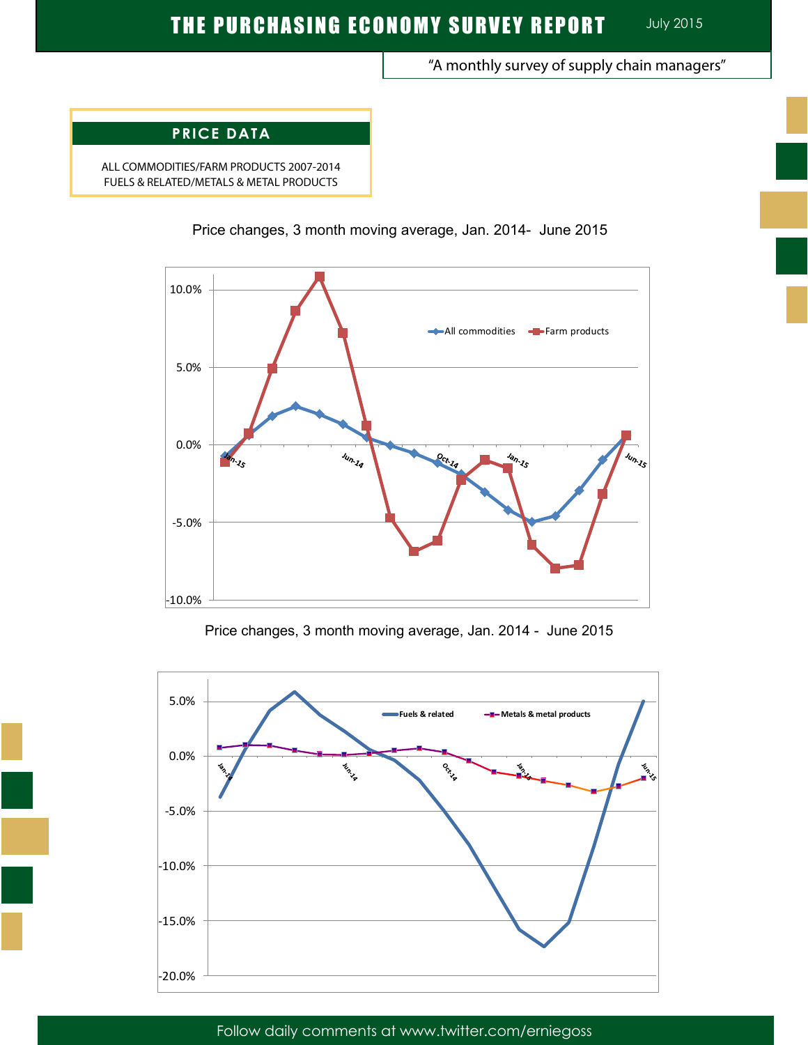# THE PURCHASING ECONOMY SURVEY REPORT

July 2015

"A monthly survey of supply chain managers"

## PRICE DATA

ALL COMMODITIES/FARM PRODUCTS 2007-2014
FUELS & RELATED/METALS & METAL PRODUCTS

Price changes, 3 month moving average, Jan. 2014- June 2015

10.0%
5.0%
0.0%
-5.0%
-10.0%

All commodities
Farm products

Jan-15
Jun-14
Oct-14
Jan-15
Jun-15

Price changes, 3 month moving average, Jan. 2014 - June 2015

5.0%
0.0%
-5.0%
-10.0%
-15.0%
-20.0%

Fuels & related
Metals & metal products

Jan-14
Jun-14
Oct-14
Jan-15
Jun-15

Follow daily comments at www.twitter.com/erniegoss